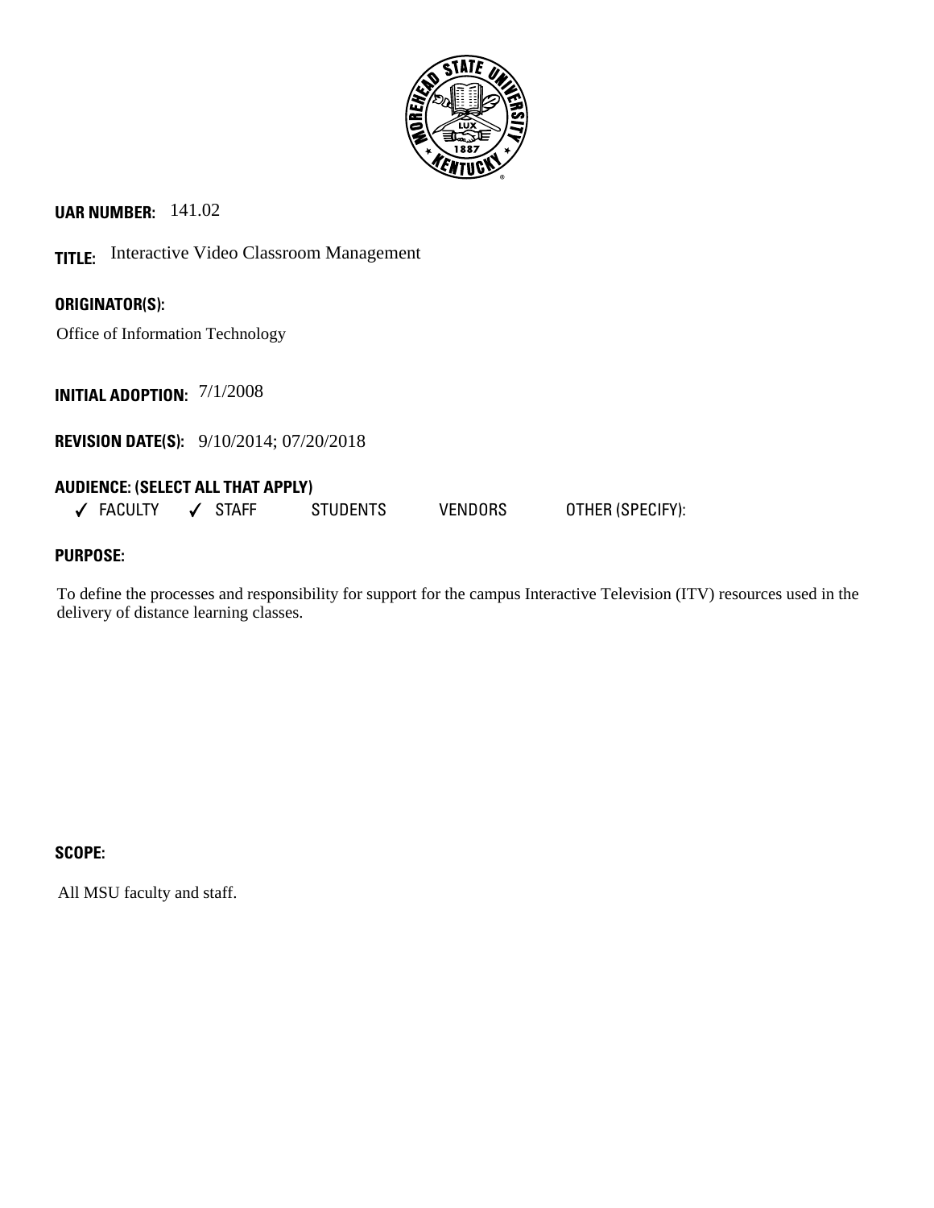**UAR NUMBER:** 141.02

**TITLE:** Interactive Video Classroom Management

**ORIGINATOR(S):**

Office of Information Technology

**INITIAL ADOPTION:** 7/1/2008

**REVISION DATE(S):** 9/10/2014; 07/20/2018

**AUDIENCE: (SELECT ALL THAT APPLY)**

✓ FACULTY ✓ STAFF STUDENTS VENDORS OTHER (SPECIFY):

**PURPOSE:**

To define the processes and responsibility for support for the campus Interactive Television (ITV) resources used in the delivery of distance learning classes.

**SCOPE:**

All MSU faculty and staff.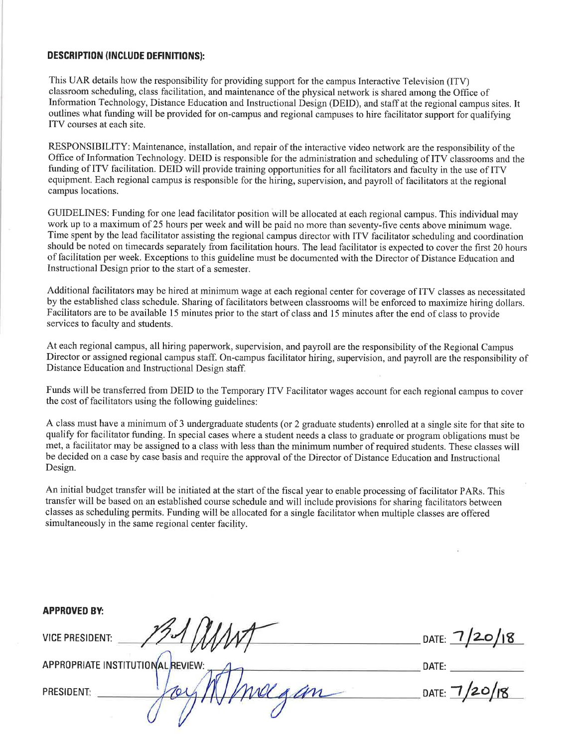**DESCRIPTION (INCLUDE DEFINITIONS):**

This UAR details how the responsibility for providing support for the campus Interactive Television (ITV) classroom scheduling, class facilitation, and maintenance of the physical network is shared among the Office of Information Technology, Distance Education and Instructional Design (DEID), and staff at the regional campus sites. It outlines what funding will be provided for on-campus and regional campuses to hire facilitator support for qualifying ITV courses at each site.

RESPONSIBILITY: Maintenance, installation, and repair of the interactive video network are the responsibility of the Office of Information Technology. DEID is responsible for the administration and scheduling of ITV classrooms and the funding of ITV facilitation. DEID will provide training opportunities for all facilitators and faculty in the use of ITV equipment. Each regional campus is responsible for the hiring, supervision, and payroll of facilitators at the regional campus locations.

GUIDELINES: Funding for one lead facilitator position will be allocated at each regional campus. This individual may work up to a maximum of 25 hours per week and will be paid no more than seventy-five cents above minimum wage. Time spent by the lead facilitator assisting the regional campus director with ITV facilitator scheduling and coordination should be noted on timecards separately from facilitation hours. The lead facilitator is expected to cover the first 20 hours of facilitation per week. Exceptions to this guideline must be documented with the Director of Distance Education and Instructional Design prior to the start of a semester.

Additional facilitators may be hired at minimum wage at each regional center for coverage of ITV classes as necessitated by the established class schedule. Sharing of facilitators between classrooms will be enforced to maximize hiring dollars. Facilitators are to be available 15 minutes prior to the start of class and 15 minutes after the end of class to provide services to faculty and students.

At each regional campus, all hiring paperwork, supervision, and payroll are the responsibility of the Regional Campus Director or assigned regional campus staff. On-campus facilitator hiring, supervision, and payroll are the responsibility of Distance Education and Instructional Design staff.

Funds will be transferred from DEID to the Temporary ITV Facilitator wages account for each regional campus to cover the cost of facilitators using the following guidelines:

A class must have a minimum of 3 undergraduate students (or 2 graduate students) enrolled at a single site for that site to qualify for facilitator funding. In special cases where a student needs a class to graduate or program obligations must be met, a facilitator may be assigned to a class with less than the minimum number of required students. These classes will be decided on a case by case basis and require the approval of the Director of Distance Education and Instructional Design.

An initial budget transfer will be initiated at the start of the fiscal year to enable processing of facilitator PARs. This transfer will be based on an established course schedule and will include provisions for sharing facilitators between classes as scheduling permits. Funding will be allocated for a single facilitator when multiple classes are offered simultaneously in the same regional center facility.

**APPROVED BY:**

VICE PRESIDENT: *[signature]* DATE: 7/20/18

APPROPRIATE INSTITUTIONAL REVIEW: DATE:

PRESIDENT: *[signature]* DATE: 7/20/18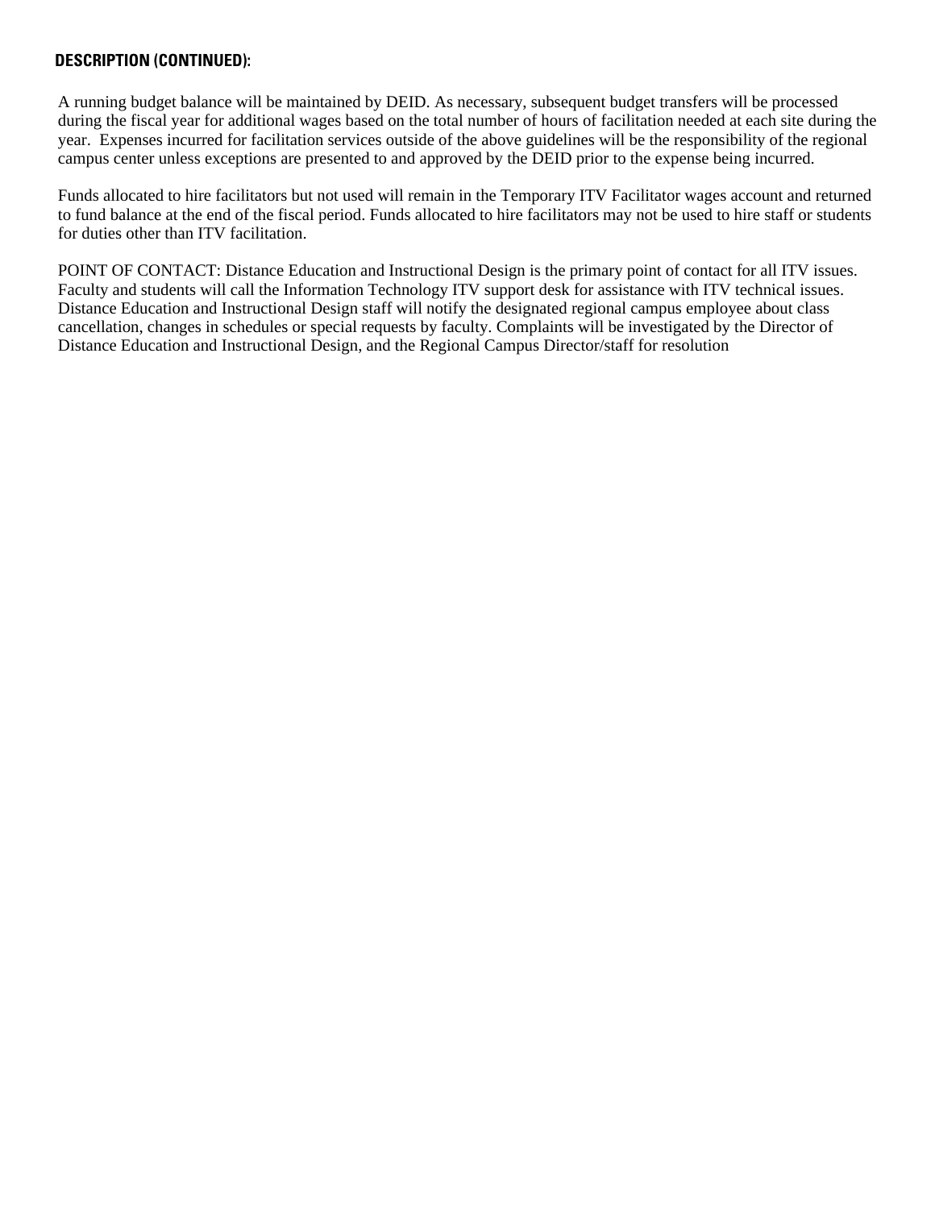**DESCRIPTION (CONTINUED):**

A running budget balance will be maintained by DEID. As necessary, subsequent budget transfers will be processed during the fiscal year for additional wages based on the total number of hours of facilitation needed at each site during the year. Expenses incurred for facilitation services outside of the above guidelines will be the responsibility of the regional campus center unless exceptions are presented to and approved by the DEID prior to the expense being incurred.

Funds allocated to hire facilitators but not used will remain in the Temporary ITV Facilitator wages account and returned to fund balance at the end of the fiscal period. Funds allocated to hire facilitators may not be used to hire staff or students for duties other than ITV facilitation.

POINT OF CONTACT: Distance Education and Instructional Design is the primary point of contact for all ITV issues. Faculty and students will call the Information Technology ITV support desk for assistance with ITV technical issues. Distance Education and Instructional Design staff will notify the designated regional campus employee about class cancellation, changes in schedules or special requests by faculty. Complaints will be investigated by the Director of Distance Education and Instructional Design, and the Regional Campus Director/staff for resolution